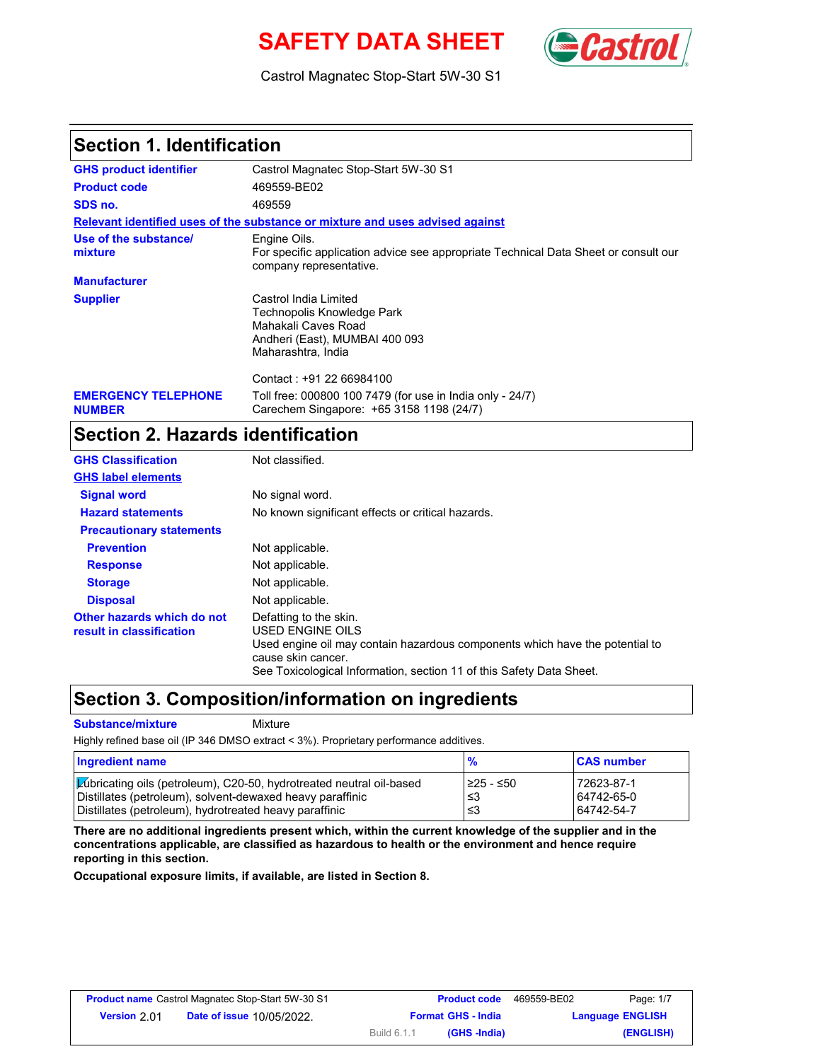# SAFETY DATA SHEET

Castrol Magnatec Stop-Start 5W-30 S1

## Section 1. Identification

| | |
|---|---|
| **GHS product identifier** | Castrol Magnatec Stop-Start 5W-30 S1 |
| **Product code** | 469559-BE02 |
| **SDS no.** | 469559 |

**Relevant identified uses of the substance or mixture and uses advised against**

| | |
|---|---|
| **Use of the substance/ mixture** | Engine Oils. For specific application advice see appropriate Technical Data Sheet or consult our company representative. |
| **Manufacturer** | |
| **Supplier** | Castrol India Limited<br>Technopolis Knowledge Park<br>Mahakali Caves Road<br>Andheri (East), MUMBAI 400 093<br>Maharashtra, India<br><br>Contact : +91 22 66984100 |
| **EMERGENCY TELEPHONE NUMBER** | Toll free: 000800 100 7479 (for use in India only - 24/7)<br>Carechem Singapore: +65 3158 1198 (24/7) |

## Section 2. Hazards identification

| | |
|---|---|
| **GHS Classification** | Not classified. |
| **GHS label elements** | |
| **Signal word** | No signal word. |
| **Hazard statements** | No known significant effects or critical hazards. |
| **Precautionary statements** | |
| **Prevention** | Not applicable. |
| **Response** | Not applicable. |
| **Storage** | Not applicable. |
| **Disposal** | Not applicable. |
| **Other hazards which do not result in classification** | Defatting to the skin.<br>USED ENGINE OILS<br>Used engine oil may contain hazardous components which have the potential to cause skin cancer.<br>See Toxicological Information, section 11 of this Safety Data Sheet. |

## Section 3. Composition/information on ingredients

**Substance/mixture** Mixture

Highly refined base oil (IP 346 DMSO extract < 3%). Proprietary performance additives.

| Ingredient name | % | CAS number |
|---|---|---|
| Lubricating oils (petroleum), C20-50, hydrotreated neutral oil-based | ≥25 - ≤50 | 72623-87-1 |
| Distillates (petroleum), solvent-dewaxed heavy paraffinic | ≤3 | 64742-65-0 |
| Distillates (petroleum), hydrotreated heavy paraffinic | ≤3 | 64742-54-7 |

**There are no additional ingredients present which, within the current knowledge of the supplier and in the concentrations applicable, are classified as hazardous to health or the environment and hence require reporting in this section.**

**Occupational exposure limits, if available, are listed in Section 8.**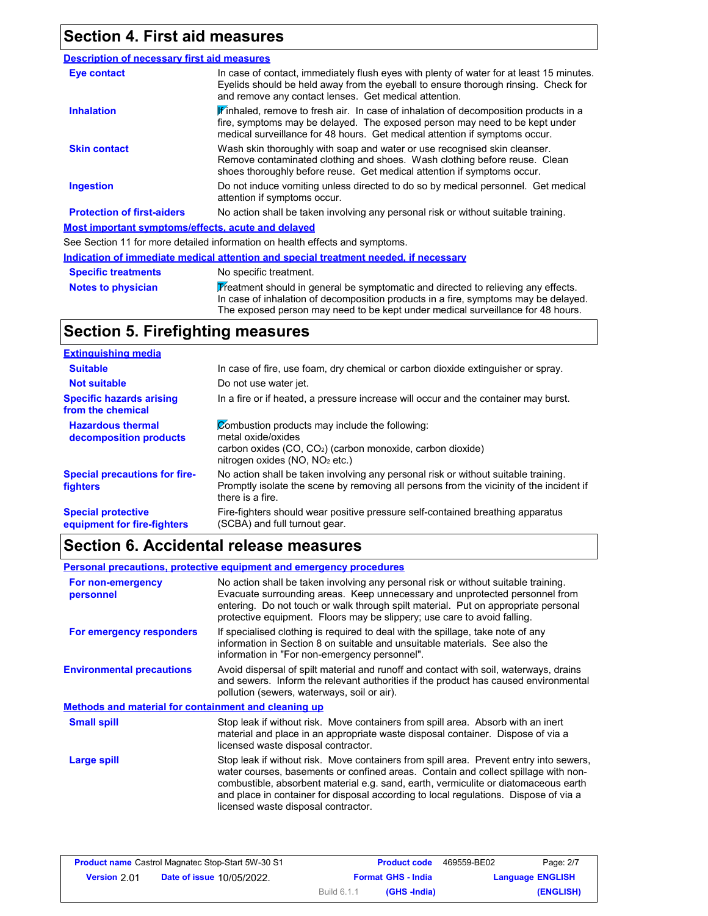## Section 4. First aid measures

### Description of necessary first aid measures

| | |
|---|---|
| **Eye contact** | In case of contact, immediately flush eyes with plenty of water for at least 15 minutes. Eyelids should be held away from the eyeball to ensure thorough rinsing. Check for and remove any contact lenses. Get medical attention. |
| **Inhalation** | If inhaled, remove to fresh air. In case of inhalation of decomposition products in a fire, symptoms may be delayed. The exposed person may need to be kept under medical surveillance for 48 hours. Get medical attention if symptoms occur. |
| **Skin contact** | Wash skin thoroughly with soap and water or use recognised skin cleanser. Remove contaminated clothing and shoes. Wash clothing before reuse. Clean shoes thoroughly before reuse. Get medical attention if symptoms occur. |
| **Ingestion** | Do not induce vomiting unless directed to do so by medical personnel. Get medical attention if symptoms occur. |
| **Protection of first-aiders** | No action shall be taken involving any personal risk or without suitable training. |

### Most important symptoms/effects, acute and delayed

See Section 11 for more detailed information on health effects and symptoms.

### Indication of immediate medical attention and special treatment needed, if necessary

| | |
|---|---|
| **Specific treatments** | No specific treatment. |
| **Notes to physician** | Treatment should in general be symptomatic and directed to relieving any effects. In case of inhalation of decomposition products in a fire, symptoms may be delayed. The exposed person may need to be kept under medical surveillance for 48 hours. |

## Section 5. Firefighting measures

### Extinguishing media

| | |
|---|---|
| **Suitable** | In case of fire, use foam, dry chemical or carbon dioxide extinguisher or spray. |
| **Not suitable** | Do not use water jet. |
| **Specific hazards arising from the chemical** | In a fire or if heated, a pressure increase will occur and the container may burst. |
| **Hazardous thermal decomposition products** | Combustion products may include the following:<br>metal oxide/oxides<br>carbon oxides (CO, $CO_2$) (carbon monoxide, carbon dioxide)<br>nitrogen oxides (NO, $NO_2$ etc.) |
| **Special precautions for fire-fighters** | No action shall be taken involving any personal risk or without suitable training. Promptly isolate the scene by removing all persons from the vicinity of the incident if there is a fire. |
| **Special protective equipment for fire-fighters** | Fire-fighters should wear positive pressure self-contained breathing apparatus (SCBA) and full turnout gear. |

## Section 6. Accidental release measures

### Personal precautions, protective equipment and emergency procedures

| | |
|---|---|
| **For non-emergency personnel** | No action shall be taken involving any personal risk or without suitable training. Evacuate surrounding areas. Keep unnecessary and unprotected personnel from entering. Do not touch or walk through spilt material. Put on appropriate personal protective equipment. Floors may be slippery; use care to avoid falling. |
| **For emergency responders** | If specialised clothing is required to deal with the spillage, take note of any information in Section 8 on suitable and unsuitable materials. See also the information in "For non-emergency personnel". |
| **Environmental precautions** | Avoid dispersal of spilt material and runoff and contact with soil, waterways, drains and sewers. Inform the relevant authorities if the product has caused environmental pollution (sewers, waterways, soil or air). |

### Methods and material for containment and cleaning up

| | |
|---|---|
| **Small spill** | Stop leak if without risk. Move containers from spill area. Absorb with an inert material and place in an appropriate waste disposal container. Dispose of via a licensed waste disposal contractor. |
| **Large spill** | Stop leak if without risk. Move containers from spill area. Prevent entry into sewers, water courses, basements or confined areas. Contain and collect spillage with non-combustible, absorbent material e.g. sand, earth, vermiculite or diatomaceous earth and place in container for disposal according to local regulations. Dispose of via a licensed waste disposal contractor. |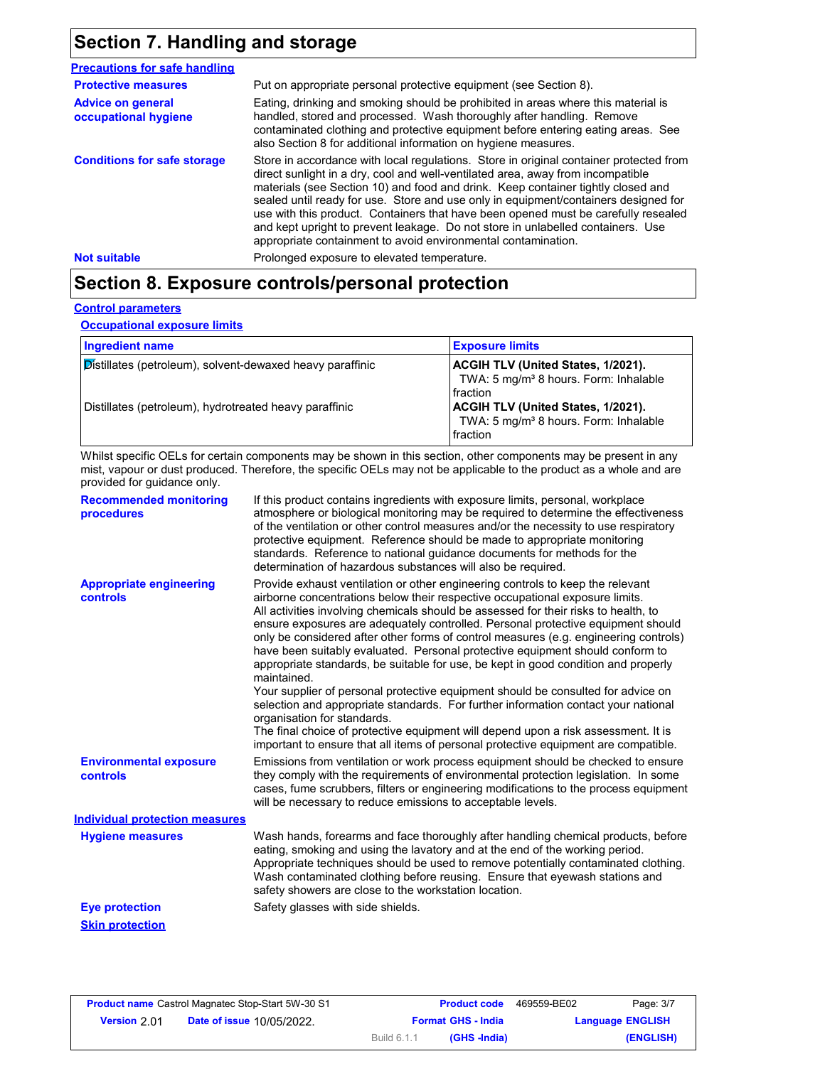## Section 7. Handling and storage

**Precautions for safe handling**

**Protective measures**

Put on appropriate personal protective equipment (see Section 8).

**Advice on general occupational hygiene**

Eating, drinking and smoking should be prohibited in areas where this material is handled, stored and processed. Wash thoroughly after handling. Remove contaminated clothing and protective equipment before entering eating areas. See also Section 8 for additional information on hygiene measures.

**Conditions for safe storage**

Store in accordance with local regulations. Store in original container protected from direct sunlight in a dry, cool and well-ventilated area, away from incompatible materials (see Section 10) and food and drink. Keep container tightly closed and sealed until ready for use. Store and use only in equipment/containers designed for use with this product. Containers that have been opened must be carefully resealed and kept upright to prevent leakage. Do not store in unlabelled containers. Use appropriate containment to avoid environmental contamination.

**Not suitable**

Prolonged exposure to elevated temperature.

## Section 8. Exposure controls/personal protection

**Control parameters**

**Occupational exposure limits**

| Ingredient name | Exposure limits |
|---|---|
| Distillates (petroleum), solvent-dewaxed heavy paraffinic | **ACGIH TLV (United States, 1/2021).** TWA: 5 mg/m³ 8 hours. Form: Inhalable fraction |
| Distillates (petroleum), hydrotreated heavy paraffinic | **ACGIH TLV (United States, 1/2021).** TWA: 5 mg/m³ 8 hours. Form: Inhalable fraction |

Whilst specific OELs for certain components may be shown in this section, other components may be present in any mist, vapour or dust produced. Therefore, the specific OELs may not be applicable to the product as a whole and are provided for guidance only.

**Recommended monitoring procedures**

If this product contains ingredients with exposure limits, personal, workplace atmosphere or biological monitoring may be required to determine the effectiveness of the ventilation or other control measures and/or the necessity to use respiratory protective equipment. Reference should be made to appropriate monitoring standards. Reference to national guidance documents for methods for the determination of hazardous substances will also be required.

**Appropriate engineering controls**

Provide exhaust ventilation or other engineering controls to keep the relevant airborne concentrations below their respective occupational exposure limits.
All activities involving chemicals should be assessed for their risks to health, to ensure exposures are adequately controlled. Personal protective equipment should only be considered after other forms of control measures (e.g. engineering controls) have been suitably evaluated. Personal protective equipment should conform to appropriate standards, be suitable for use, be kept in good condition and properly maintained.
Your supplier of personal protective equipment should be consulted for advice on selection and appropriate standards. For further information contact your national organisation for standards.
The final choice of protective equipment will depend upon a risk assessment. It is important to ensure that all items of personal protective equipment are compatible.

**Environmental exposure controls**

Emissions from ventilation or work process equipment should be checked to ensure they comply with the requirements of environmental protection legislation. In some cases, fume scrubbers, filters or engineering modifications to the process equipment will be necessary to reduce emissions to acceptable levels.

**Individual protection measures**

**Hygiene measures**

Wash hands, forearms and face thoroughly after handling chemical products, before eating, smoking and using the lavatory and at the end of the working period. Appropriate techniques should be used to remove potentially contaminated clothing. Wash contaminated clothing before reusing. Ensure that eyewash stations and safety showers are close to the workstation location.

**Eye protection**

Safety glasses with side shields.

**Skin protection**

| **Product name** Castrol Magnatec Stop-Start 5W-30 S1 | **Product code** 469559-BE02 |
|---|---|
| **Version** 2.01 **Date of issue** 10/05/2022. | **Format** GHS - India (GHS -India) **Language** ENGLISH (ENGLISH) |
| | Build 6.1.1 |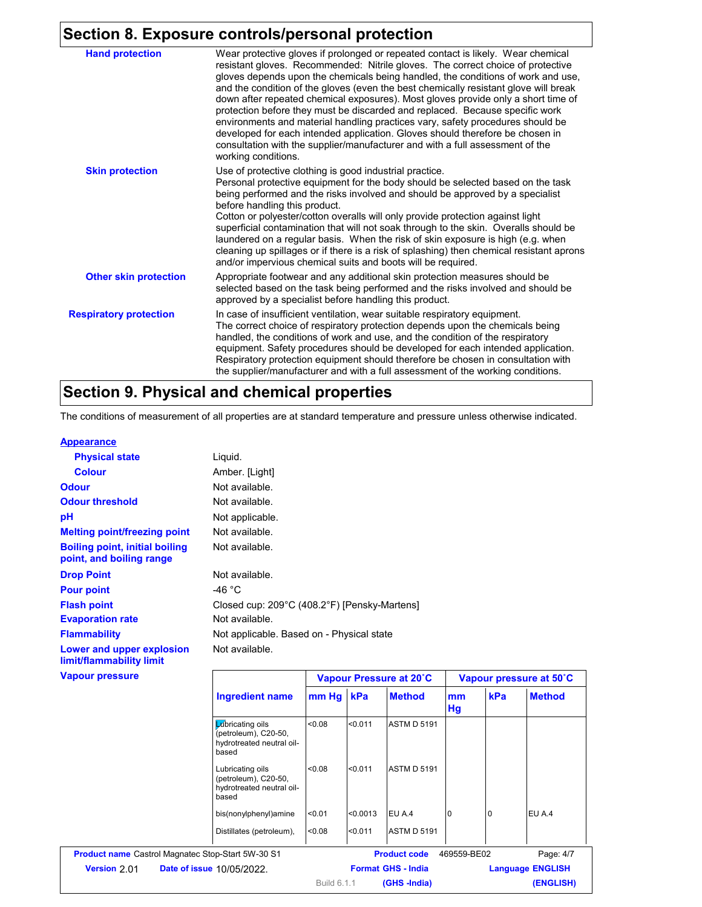## Section 8. Exposure controls/personal protection

| | |
|---|---|
| **Hand protection** | Wear protective gloves if prolonged or repeated contact is likely. Wear chemical resistant gloves. Recommended: Nitrile gloves. The correct choice of protective gloves depends upon the chemicals being handled, the conditions of work and use, and the condition of the gloves (even the best chemically resistant glove will break down after repeated chemical exposures). Most gloves provide only a short time of protection before they must be discarded and replaced. Because specific work environments and material handling practices vary, safety procedures should be developed for each intended application. Gloves should therefore be chosen in consultation with the supplier/manufacturer and with a full assessment of the working conditions. |
| **Skin protection** | Use of protective clothing is good industrial practice. Personal protective equipment for the body should be selected based on the task being performed and the risks involved and should be approved by a specialist before handling this product. Cotton or polyester/cotton overalls will only provide protection against light superficial contamination that will not soak through to the skin. Overalls should be laundered on a regular basis. When the risk of skin exposure is high (e.g. when cleaning up spillages or if there is a risk of splashing) then chemical resistant aprons and/or impervious chemical suits and boots will be required. |
| **Other skin protection** | Appropriate footwear and any additional skin protection measures should be selected based on the task being performed and the risks involved and should be approved by a specialist before handling this product. |
| **Respiratory protection** | In case of insufficient ventilation, wear suitable respiratory equipment. The correct choice of respiratory protection depends upon the chemicals being handled, the conditions of work and use, and the condition of the respiratory equipment. Safety procedures should be developed for each intended application. Respiratory protection equipment should therefore be chosen in consultation with the supplier/manufacturer and with a full assessment of the working conditions. |

## Section 9. Physical and chemical properties

The conditions of measurement of all properties are at standard temperature and pressure unless otherwise indicated.

**Appearance**

| | |
|---|---|
| **Physical state** | Liquid. |
| **Colour** | Amber. [Light] |
| **Odour** | Not available. |
| **Odour threshold** | Not available. |
| **pH** | Not applicable. |
| **Melting point/freezing point** | Not available. |
| **Boiling point, initial boiling point, and boiling range** | Not available. |
| **Drop Point** | Not available. |
| **Pour point** | -46 °C |
| **Flash point** | Closed cup: 209°C (408.2°F) [Pensky-Martens] |
| **Evaporation rate** | Not available. |
| **Flammability** | Not applicable. Based on - Physical state |
| **Lower and upper explosion limit/flammability limit** | Not available. |

**Vapour pressure**

| Ingredient name | Vapour Pressure at 20˚C | | | Vapour pressure at 50˚C | | |
|---|---|---|---|---|---|---|
| | mm Hg | kPa | Method | mm Hg | kPa | Method |
| Lubricating oils (petroleum), C20-50, hydrotreated neutral oil-based | <0.08 | <0.011 | ASTM D 5191 | | | |
| Lubricating oils (petroleum), C20-50, hydrotreated neutral oil-based | <0.08 | <0.011 | ASTM D 5191 | | | |
| bis(nonylphenyl)amine | <0.01 | <0.0013 | EU A.4 | 0 | 0 | EU A.4 |
| Distillates (petroleum), | <0.08 | <0.011 | ASTM D 5191 | | | |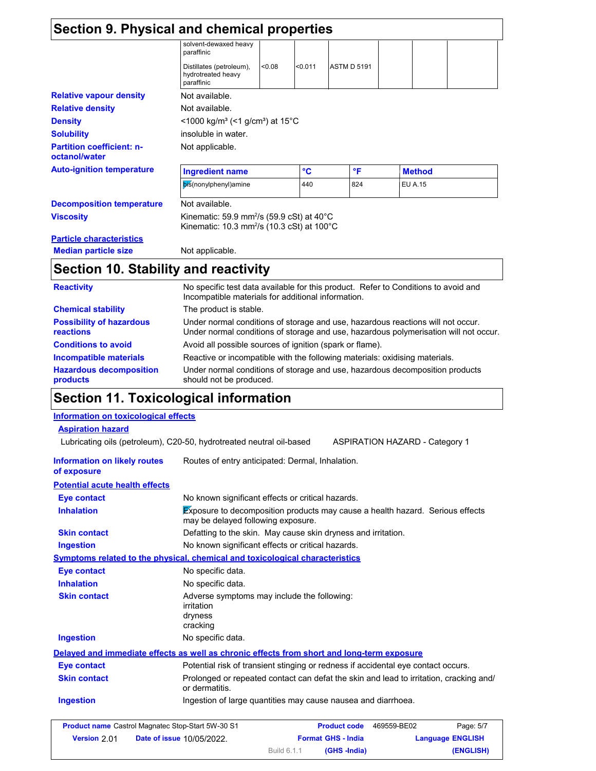## Section 9. Physical and chemical properties

| | | | | | | |
|---|---|---|---|---|---|---|
| solvent-dewaxed heavy paraffinic | | | | | | |
| Distillates (petroleum), hydrotreated heavy paraffinic | <0.08 | <0.011 | ASTM D 5191 | | | |

**Relative vapour density** Not available.

**Relative density** Not available.

**Density** <1000 kg/m³ (<1 g/cm³) at 15°C

**Solubility** insoluble in water.

**Partition coefficient: n-octanol/water** Not applicable.

**Auto-ignition temperature**

| Ingredient name | °C | °F | Method |
|---|---|---|---|
| bis(nonylphenyl)amine | 440 | 824 | EU A.15 |

**Decomposition temperature** Not available.

**Viscosity** Kinematic: 59.9 mm²/s (59.9 cSt) at 40°C
Kinematic: 10.3 mm²/s (10.3 cSt) at 100°C

**Particle characteristics**

**Median particle size** Not applicable.

## Section 10. Stability and reactivity

**Reactivity** No specific test data available for this product. Refer to Conditions to avoid and Incompatible materials for additional information.

**Chemical stability** The product is stable.

**Possibility of hazardous reactions** Under normal conditions of storage and use, hazardous reactions will not occur. Under normal conditions of storage and use, hazardous polymerisation will not occur.

**Conditions to avoid** Avoid all possible sources of ignition (spark or flame).

**Incompatible materials** Reactive or incompatible with the following materials: oxidising materials.

**Hazardous decomposition products** Under normal conditions of storage and use, hazardous decomposition products should not be produced.

## Section 11. Toxicological information

**Information on toxicological effects**

**Aspiration hazard**

Lubricating oils (petroleum), C20-50, hydrotreated neutral oil-based ASPIRATION HAZARD - Category 1

**Information on likely routes of exposure** Routes of entry anticipated: Dermal, Inhalation.

**Potential acute health effects**

**Eye contact** No known significant effects or critical hazards.

**Inhalation** Exposure to decomposition products may cause a health hazard. Serious effects may be delayed following exposure.

**Skin contact** Defatting to the skin. May cause skin dryness and irritation.

**Ingestion** No known significant effects or critical hazards.

**Symptoms related to the physical, chemical and toxicological characteristics**

**Eye contact** No specific data.

**Inhalation** No specific data.

**Skin contact** Adverse symptoms may include the following:
irritation
dryness
cracking

**Ingestion** No specific data.

**Delayed and immediate effects as well as chronic effects from short and long-term exposure**

**Eye contact** Potential risk of transient stinging or redness if accidental eye contact occurs.

**Skin contact** Prolonged or repeated contact can defat the skin and lead to irritation, cracking and/or dermatitis.

**Ingestion** Ingestion of large quantities may cause nausea and diarrhoea.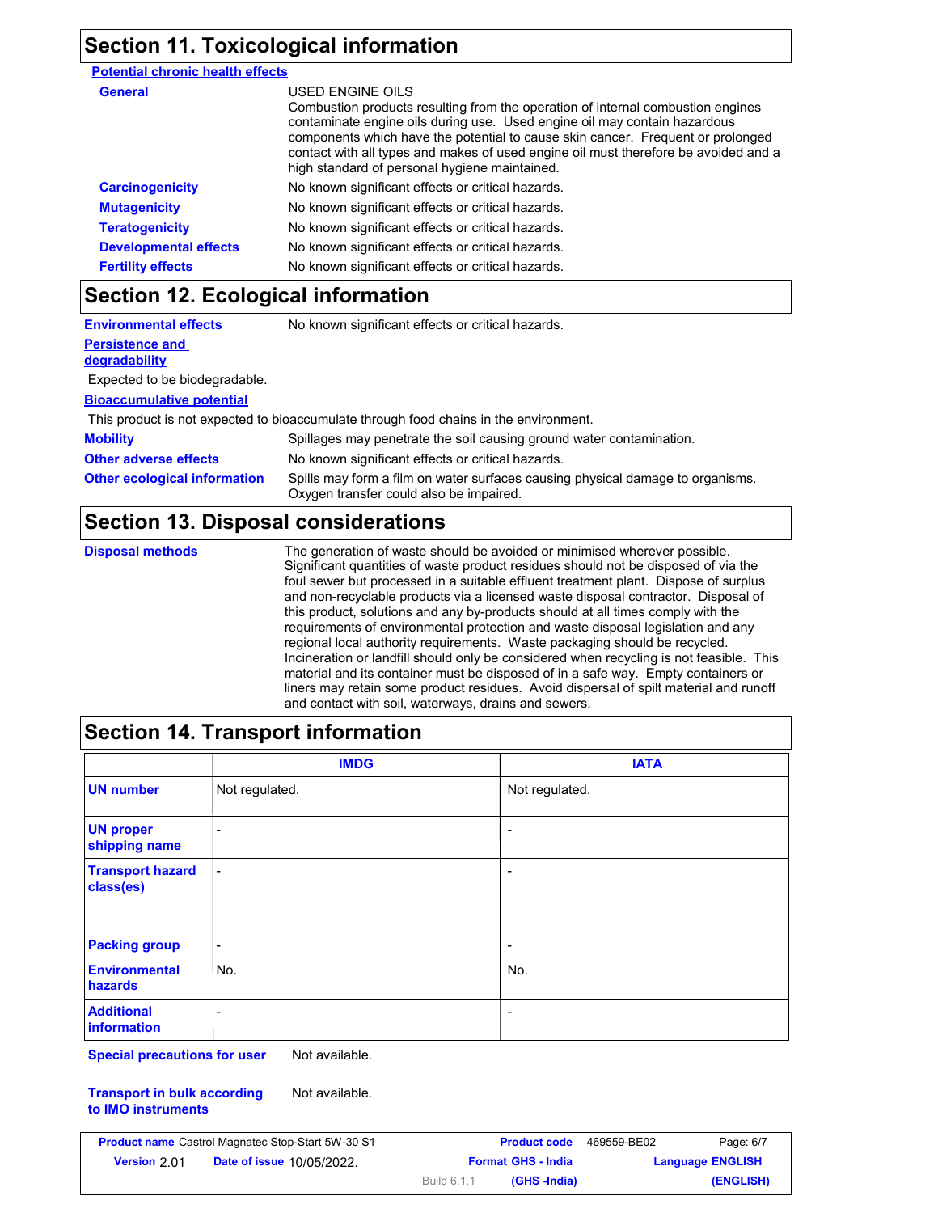## Section 11. Toxicological information

**Potential chronic health effects**

**General**

USED ENGINE OILS
Combustion products resulting from the operation of internal combustion engines contaminate engine oils during use. Used engine oil may contain hazardous components which have the potential to cause skin cancer. Frequent or prolonged contact with all types and makes of used engine oil must therefore be avoided and a high standard of personal hygiene maintained.

**Carcinogenicity** No known significant effects or critical hazards.

**Mutagenicity** No known significant effects or critical hazards.

**Teratogenicity** No known significant effects or critical hazards.

**Developmental effects** No known significant effects or critical hazards.

**Fertility effects** No known significant effects or critical hazards.

## Section 12. Ecological information

**Environmental effects** No known significant effects or critical hazards.

**Persistence and degradability**

Expected to be biodegradable.

**Bioaccumulative potential**

This product is not expected to bioaccumulate through food chains in the environment.

**Mobility** Spillages may penetrate the soil causing ground water contamination.

**Other adverse effects** No known significant effects or critical hazards.

**Other ecological information** Spills may form a film on water surfaces causing physical damage to organisms. Oxygen transfer could also be impaired.

## Section 13. Disposal considerations

**Disposal methods**

The generation of waste should be avoided or minimised wherever possible. Significant quantities of waste product residues should not be disposed of via the foul sewer but processed in a suitable effluent treatment plant. Dispose of surplus and non-recyclable products via a licensed waste disposal contractor. Disposal of this product, solutions and any by-products should at all times comply with the requirements of environmental protection and waste disposal legislation and any regional local authority requirements. Waste packaging should be recycled. Incineration or landfill should only be considered when recycling is not feasible. This material and its container must be disposed of in a safe way. Empty containers or liners may retain some product residues. Avoid dispersal of spilt material and runoff and contact with soil, waterways, drains and sewers.

## Section 14. Transport information

| | IMDG | IATA |
|---|---|---|
| **UN number** | Not regulated. | Not regulated. |
| **UN proper shipping name** | - | - |
| **Transport hazard class(es)** | - | - |
| **Packing group** | - | - |
| **Environmental hazards** | No. | No. |
| **Additional information** | - | - |

**Special precautions for user** Not available.

**Transport in bulk according to IMO instruments** Not available.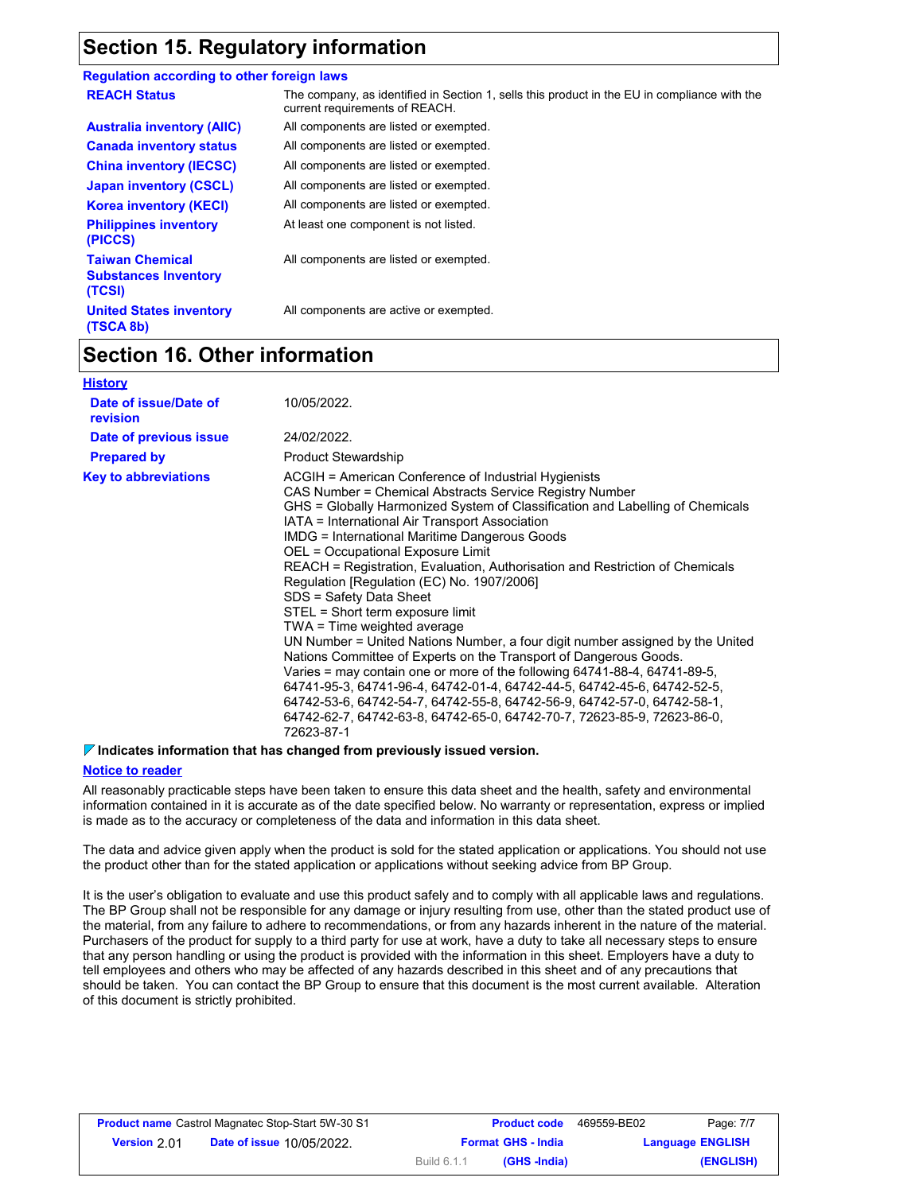## Section 15. Regulatory information

### Regulation according to other foreign laws

| | |
|---|---|
| **REACH Status** | The company, as identified in Section 1, sells this product in the EU in compliance with the current requirements of REACH. |
| **Australia inventory (AIIC)** | All components are listed or exempted. |
| **Canada inventory status** | All components are listed or exempted. |
| **China inventory (IECSC)** | All components are listed or exempted. |
| **Japan inventory (CSCL)** | All components are listed or exempted. |
| **Korea inventory (KECI)** | All components are listed or exempted. |
| **Philippines inventory (PICCS)** | At least one component is not listed. |
| **Taiwan Chemical Substances Inventory (TCSI)** | All components are listed or exempted. |
| **United States inventory (TSCA 8b)** | All components are active or exempted. |

## Section 16. Other information

### History

| | |
|---|---|
| **Date of issue/Date of revision** | 10/05/2022. |
| **Date of previous issue** | 24/02/2022. |
| **Prepared by** | Product Stewardship |

**Key to abbreviations**

ACGIH = American Conference of Industrial Hygienists
CAS Number = Chemical Abstracts Service Registry Number
GHS = Globally Harmonized System of Classification and Labelling of Chemicals
IATA = International Air Transport Association
IMDG = International Maritime Dangerous Goods
OEL = Occupational Exposure Limit
REACH = Registration, Evaluation, Authorisation and Restriction of Chemicals Regulation [Regulation (EC) No. 1907/2006]
SDS = Safety Data Sheet
STEL = Short term exposure limit
TWA = Time weighted average
UN Number = United Nations Number, a four digit number assigned by the United Nations Committee of Experts on the Transport of Dangerous Goods.
Varies = may contain one or more of the following 64741-88-4, 64741-89-5, 64741-95-3, 64741-96-4, 64742-01-4, 64742-44-5, 64742-45-6, 64742-52-5, 64742-53-6, 64742-54-7, 64742-55-8, 64742-56-9, 64742-57-0, 64742-58-1, 64742-62-7, 64742-63-8, 64742-65-0, 64742-70-7, 72623-85-9, 72623-86-0, 72623-87-1

**Indicates information that has changed from previously issued version.**

### Notice to reader

All reasonably practicable steps have been taken to ensure this data sheet and the health, safety and environmental information contained in it is accurate as of the date specified below. No warranty or representation, express or implied is made as to the accuracy or completeness of the data and information in this data sheet.

The data and advice given apply when the product is sold for the stated application or applications. You should not use the product other than for the stated application or applications without seeking advice from BP Group.

It is the user's obligation to evaluate and use this product safely and to comply with all applicable laws and regulations. The BP Group shall not be responsible for any damage or injury resulting from use, other than the stated product use of the material, from any failure to adhere to recommendations, or from any hazards inherent in the nature of the material. Purchasers of the product for supply to a third party for use at work, have a duty to take all necessary steps to ensure that any person handling or using the product is provided with the information in this sheet. Employers have a duty to tell employees and others who may be affected of any hazards described in this sheet and of any precautions that should be taken. You can contact the BP Group to ensure that this document is the most current available. Alteration of this document is strictly prohibited.